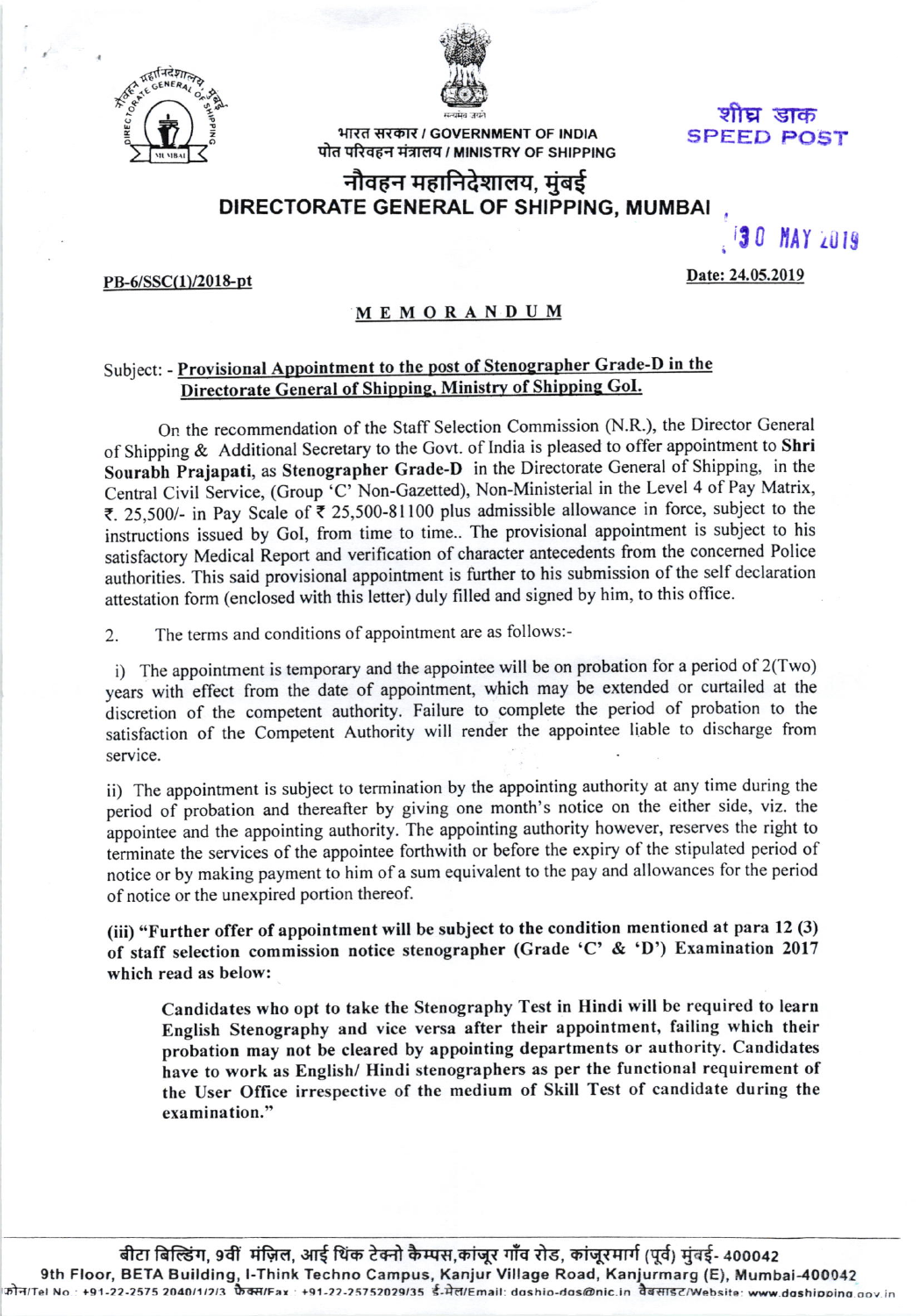भारत सरकार / GOVERNMENT OF INDIA
पोत परिवहन मंत्रालय / MINISTRY OF SHIPPING

शीघ्र डाक
SPEED POST

# नौवहन महानिदेशालय, मुंबई
# DIRECTORATE GENERAL OF SHIPPING, MUMBAI

30 MAY 2019

PB-6/SSC(1)/2018-pt

Date: 24.05.2019

## MEMORANDUM

Subject: - Provisional Appointment to the post of Stenographer Grade-D in the Directorate General of Shipping, Ministry of Shipping GoI.

On the recommendation of the Staff Selection Commission (N.R.), the Director General of Shipping & Additional Secretary to the Govt. of India is pleased to offer appointment to **Shri Sourabh Prajapati**, as **Stenographer Grade-D** in the Directorate General of Shipping, in the Central Civil Service, (Group 'C' Non-Gazetted), Non-Ministerial in the Level 4 of Pay Matrix, ₹. 25,500/- in Pay Scale of ₹ 25,500-81100 plus admissible allowance in force, subject to the instructions issued by GoI, from time to time.. The provisional appointment is subject to his satisfactory Medical Report and verification of character antecedents from the concerned Police authorities. This said provisional appointment is further to his submission of the self declaration attestation form (enclosed with this letter) duly filled and signed by him, to this office.

2. The terms and conditions of appointment are as follows:-

i) The appointment is temporary and the appointee will be on probation for a period of 2(Two) years with effect from the date of appointment, which may be extended or curtailed at the discretion of the competent authority. Failure to complete the period of probation to the satisfaction of the Competent Authority will render the appointee liable to discharge from service.

ii) The appointment is subject to termination by the appointing authority at any time during the period of probation and thereafter by giving one month's notice on the either side, viz. the appointee and the appointing authority. The appointing authority however, reserves the right to terminate the services of the appointee forthwith or before the expiry of the stipulated period of notice or by making payment to him of a sum equivalent to the pay and allowances for the period of notice or the unexpired portion thereof.

**(iii) "Further offer of appointment will be subject to the condition mentioned at para 12 (3) of staff selection commission notice stenographer (Grade 'C' & 'D') Examination 2017 which read as below:**

> **Candidates who opt to take the Stenography Test in Hindi will be required to learn English Stenography and vice versa after their appointment, failing which their probation may not be cleared by appointing departments or authority. Candidates have to work as English/ Hindi stenographers as per the functional requirement of the User Office irrespective of the medium of Skill Test of candidate during the examination."**

बीटा बिल्डिंग, 9वीं मंज़िल, आई थिंक टेक्नो कैम्पस, कांजूर गाँव रोड, कांजूरमार्ग (पूर्व) मुंबई- 400042
9th Floor, BETA Building, I-Think Techno Campus, Kanjur Village Road, Kanjurmarg (E), Mumbai-400042
फोन/Tel No : +91-22-2575 2040/1/2/3 फैक्स/Fax : +91-22-25752029/35 ई-मेल/Email: dgship-dgs@nic.in वेबसाइट/Website: www.dgshipping.gov.in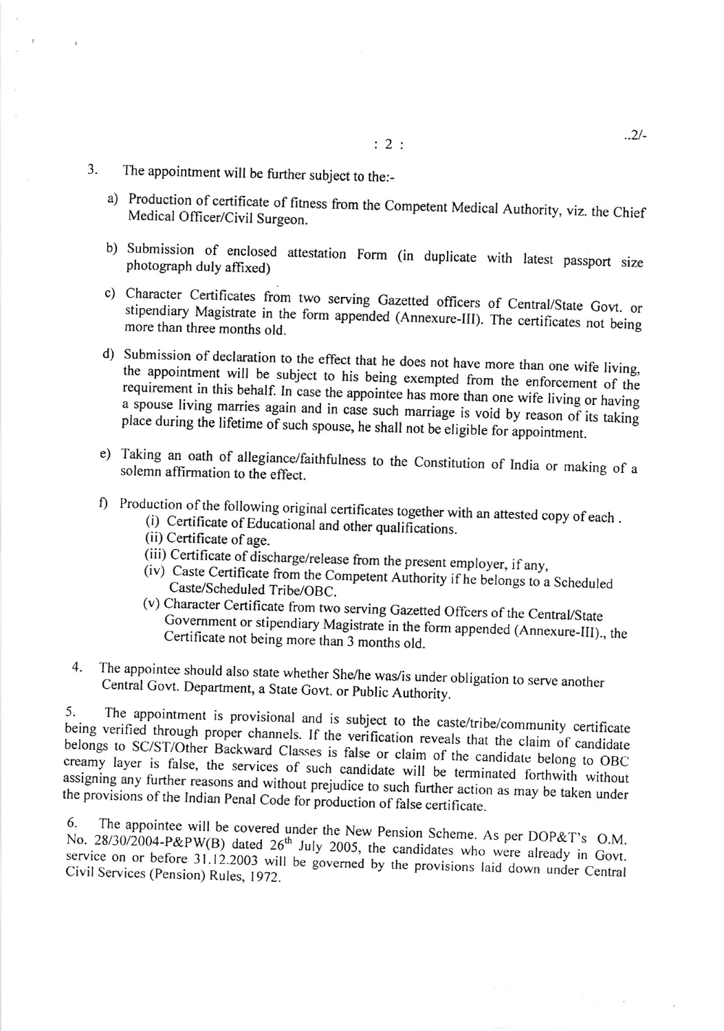3. The appointment will be further subject to the:-

   a) Production of certificate of fitness from the Competent Medical Authority, viz. the Chief Medical Officer/Civil Surgeon.

   b) Submission of enclosed attestation Form (in duplicate with latest passport size photograph duly affixed)

   c) Character Certificates from two serving Gazetted officers of Central/State Govt. or stipendiary Magistrate in the form appended (Annexure-III). The certificates not being more than three months old.

   d) Submission of declaration to the effect that he does not have more than one wife living, the appointment will be subject to his being exempted from the enforcement of the requirement in this behalf. In case the appointee has more than one wife living or having a spouse living marries again and in case such marriage is void by reason of its taking place during the lifetime of such spouse, he shall not be eligible for appointment.

   e) Taking an oath of allegiance/faithfulness to the Constitution of India or making of a solemn affirmation to the effect.

   f) Production of the following original certificates together with an attested copy of each .
      (i) Certificate of Educational and other qualifications.
      (ii) Certificate of age.
      (iii) Certificate of discharge/release from the present employer, if any,
      (iv) Caste Certificate from the Competent Authority if he belongs to a Scheduled Caste/Scheduled Tribe/OBC.
      (v) Character Certificate from two serving Gazetted Offcers of the Central/State Government or stipendiary Magistrate in the form appended (Annexure-III)., the Certificate not being more than 3 months old.

4. The appointee should also state whether She/he was/is under obligation to serve another Central Govt. Department, a State Govt. or Public Authority.

5. The appointment is provisional and is subject to the caste/tribe/community certificate being verified through proper channels. If the verification reveals that the claim of candidate belongs to SC/ST/Other Backward Classes is false or claim of the candidate belong to OBC creamy layer is false, the services of such candidate will be terminated forthwith without assigning any further reasons and without prejudice to such further action as may be taken under the provisions of the Indian Penal Code for production of false certificate.

6. The appointee will be covered under the New Pension Scheme. As per DOP&T's O.M. No. 28/30/2004-P&PW(B) dated 26th July 2005, the candidates who were already in Govt. service on or before 31.12.2003 will be governed by the provisions laid down under Central Civil Services (Pension) Rules, 1972.